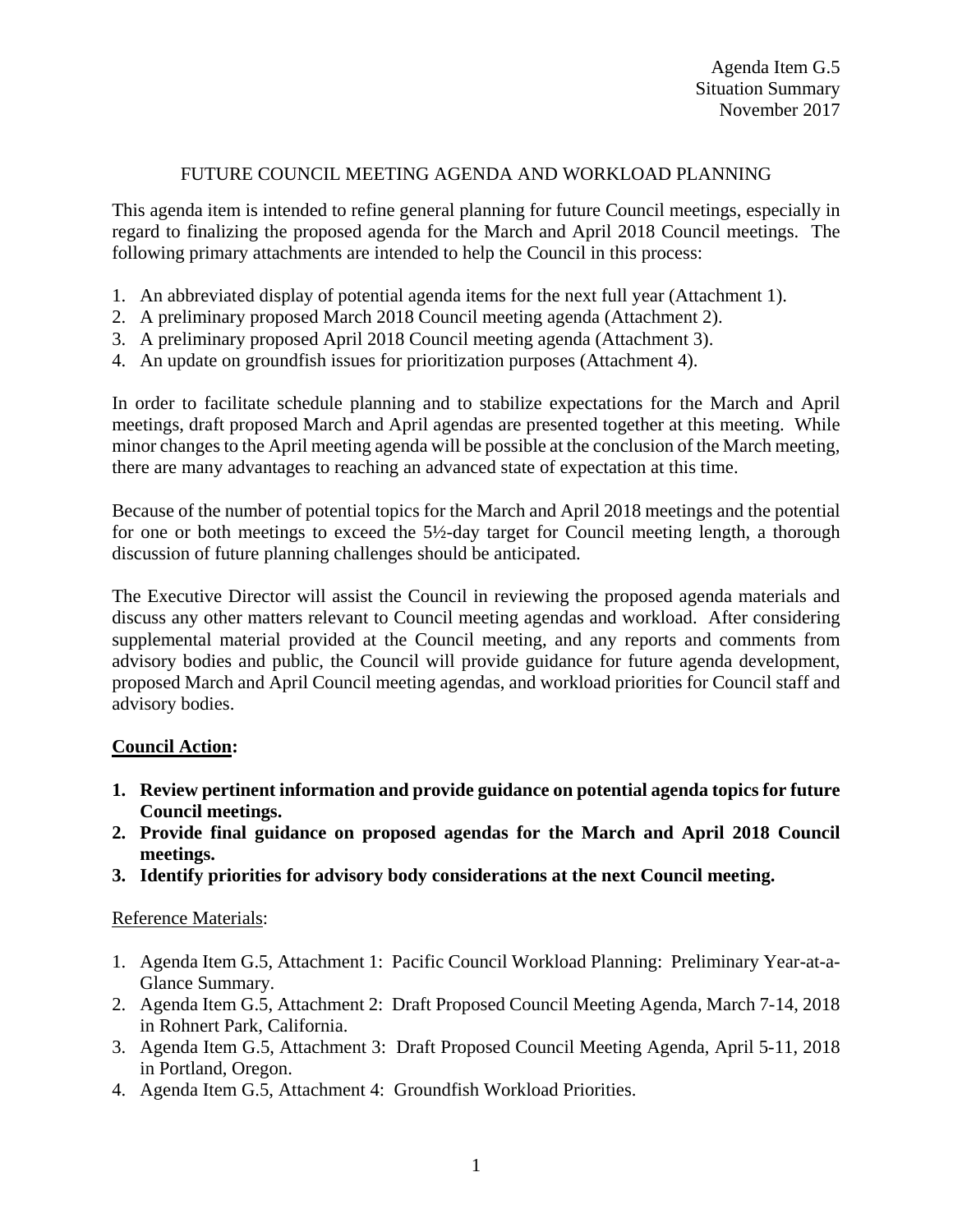Agenda Item G.5
Situation Summary
November 2017

# FUTURE COUNCIL MEETING AGENDA AND WORKLOAD PLANNING

This agenda item is intended to refine general planning for future Council meetings, especially in regard to finalizing the proposed agenda for the March and April 2018 Council meetings. The following primary attachments are intended to help the Council in this process:

1. An abbreviated display of potential agenda items for the next full year (Attachment 1).
2. A preliminary proposed March 2018 Council meeting agenda (Attachment 2).
3. A preliminary proposed April 2018 Council meeting agenda (Attachment 3).
4. An update on groundfish issues for prioritization purposes (Attachment 4).

In order to facilitate schedule planning and to stabilize expectations for the March and April meetings, draft proposed March and April agendas are presented together at this meeting. While minor changes to the April meeting agenda will be possible at the conclusion of the March meeting, there are many advantages to reaching an advanced state of expectation at this time.

Because of the number of potential topics for the March and April 2018 meetings and the potential for one or both meetings to exceed the 5½-day target for Council meeting length, a thorough discussion of future planning challenges should be anticipated.

The Executive Director will assist the Council in reviewing the proposed agenda materials and discuss any other matters relevant to Council meeting agendas and workload. After considering supplemental material provided at the Council meeting, and any reports and comments from advisory bodies and public, the Council will provide guidance for future agenda development, proposed March and April Council meeting agendas, and workload priorities for Council staff and advisory bodies.

## Council Action:

1. **Review pertinent information and provide guidance on potential agenda topics for future Council meetings.**
2. **Provide final guidance on proposed agendas for the March and April 2018 Council meetings.**
3. **Identify priorities for advisory body considerations at the next Council meeting.**

Reference Materials:

1. Agenda Item G.5, Attachment 1: Pacific Council Workload Planning: Preliminary Year-at-a-Glance Summary.
2. Agenda Item G.5, Attachment 2: Draft Proposed Council Meeting Agenda, March 7-14, 2018 in Rohnert Park, California.
3. Agenda Item G.5, Attachment 3: Draft Proposed Council Meeting Agenda, April 5-11, 2018 in Portland, Oregon.
4. Agenda Item G.5, Attachment 4: Groundfish Workload Priorities.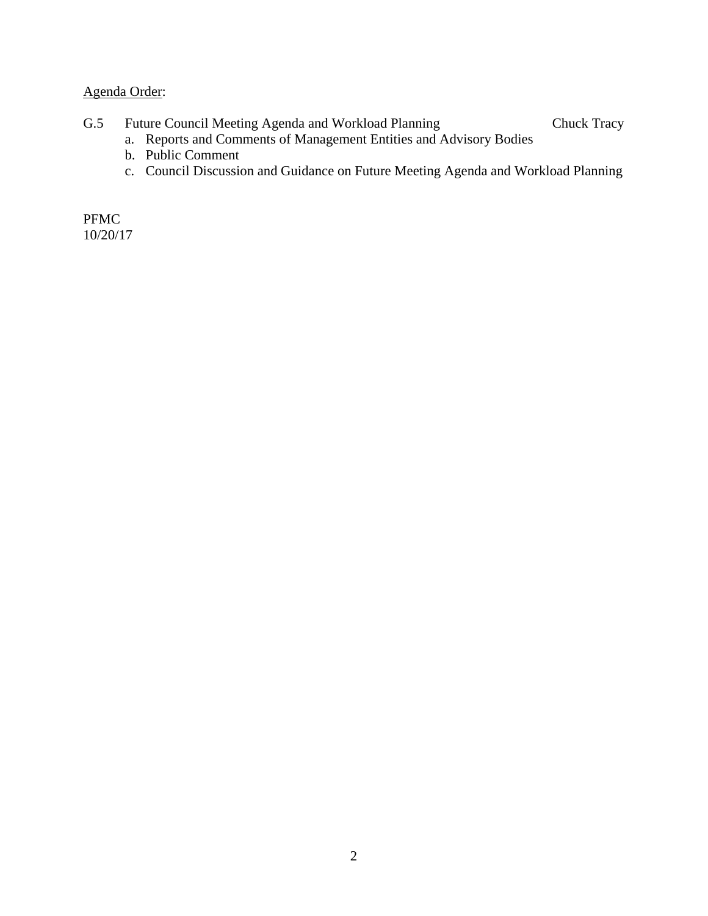Agenda Order:

G.5 Future Council Meeting Agenda and Workload Planning Chuck Tracy

a. Reports and Comments of Management Entities and Advisory Bodies
b. Public Comment
c. Council Discussion and Guidance on Future Meeting Agenda and Workload Planning

PFMC
10/20/17